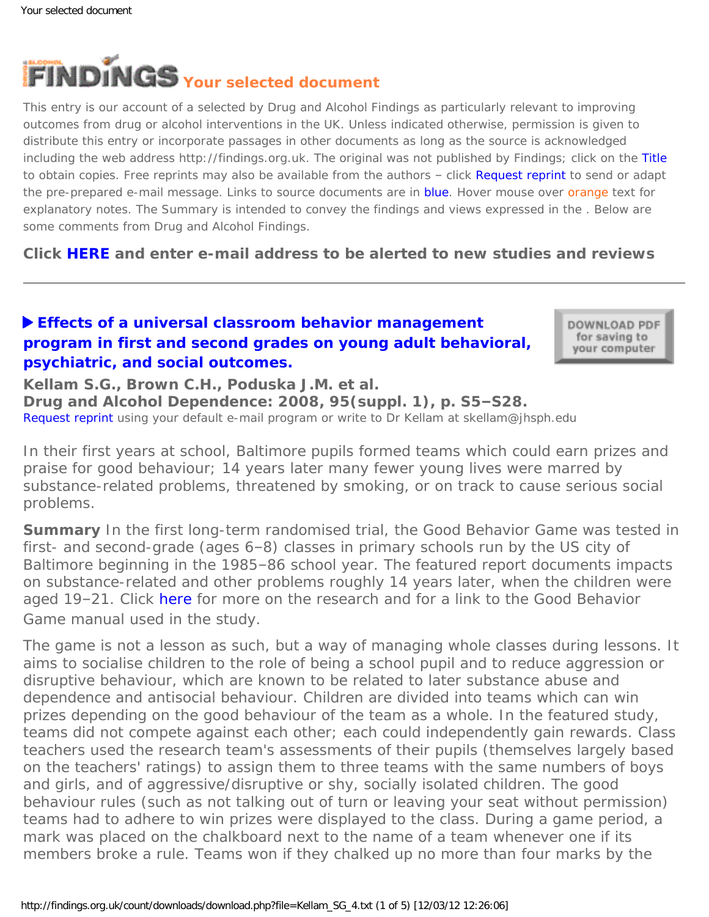# FINDINGS Your selected document

This entry is our account of a selected by Drug and Alcohol Findings as particularly relevant to improving outcomes from drug or alcohol interventions in the UK. Unless indicated otherwise, permission is given to distribute this entry or incorporate passages in other documents as long as the source is acknowledged including the web address http://findings.org.uk. The original was not published by Findings; click on the Title to obtain copies. Free reprints may also be available from the authors – click Request reprint to send or adapt the pre-prepared e-mail message. Links to source documents are in blue. Hover mouse over orange text for explanatory notes. The Summary is intended to convey the findings and views expressed in the . Below are some comments from Drug and Alcohol Findings.

**Click HERE and enter e-mail address to be alerted to new studies and reviews**

---

## ▶ Effects of a universal classroom behavior management program in first and second grades on young adult behavioral, psychiatric, and social outcomes.

DOWNLOAD PDF for saving to your computer

**Kellam S.G., Brown C.H., Poduska J.M. et al.**
**Drug and Alcohol Dependence: 2008, 95(suppl. 1), p. S5–S28.**
Request reprint using your default e-mail program or write to Dr Kellam at skellam@jhsph.edu

In their first years at school, Baltimore pupils formed teams which could earn prizes and praise for good behaviour; 14 years later many fewer young lives were marred by substance-related problems, threatened by smoking, or on track to cause serious social problems.

**Summary** In the first long-term randomised trial, the Good Behavior Game was tested in first- and second-grade (ages 6–8) classes in primary schools run by the US city of Baltimore beginning in the 1985–86 school year. The featured report documents impacts on substance-related and other problems roughly 14 years later, when the children were aged 19–21. Click here for more on the research and for a link to the Good Behavior Game manual used in the study.

The game is not a lesson as such, but a way of managing whole classes during lessons. It aims to socialise children to the role of being a school pupil and to reduce aggression or disruptive behaviour, which are known to be related to later substance abuse and dependence and antisocial behaviour. Children are divided into teams which can win prizes depending on the good behaviour of the team as a whole. In the featured study, teams did not compete against each other; each could independently gain rewards. Class teachers used the research team's assessments of their pupils (themselves largely based on the teachers' ratings) to assign them to three teams with the same numbers of boys and girls, and of aggressive/disruptive or shy, socially isolated children. The good behaviour rules (such as not talking out of turn or leaving your seat without permission) teams had to adhere to win prizes were displayed to the class. During a game period, a mark was placed on the chalkboard next to the name of a team whenever one if its members broke a rule. Teams won if they chalked up no more than four marks by the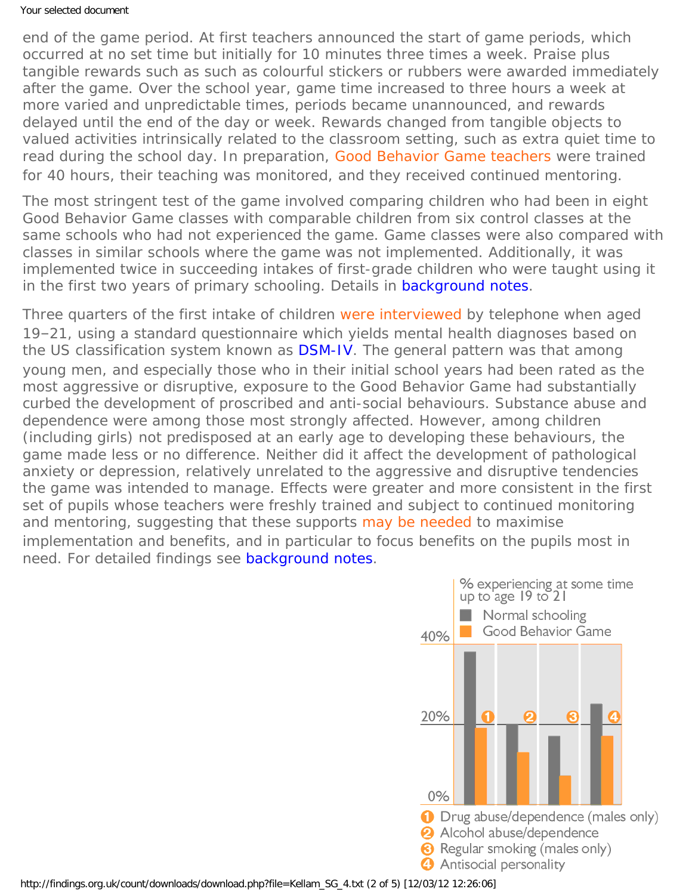end of the game period. At first teachers announced the start of game periods, which occurred at no set time but initially for 10 minutes three times a week. Praise plus tangible rewards such as such as colourful stickers or rubbers were awarded immediately after the game. Over the school year, game time increased to three hours a week at more varied and unpredictable times, periods became unannounced, and rewards delayed until the end of the day or week. Rewards changed from tangible objects to valued activities intrinsically related to the classroom setting, such as extra quiet time to read during the school day. In preparation, Good Behavior Game teachers were trained for 40 hours, their teaching was monitored, and they received continued mentoring.

The most stringent test of the game involved comparing children who had been in eight Good Behavior Game classes with comparable children from six control classes at the same schools who had not experienced the game. Game classes were also compared with classes in similar schools where the game was not implemented. Additionally, it was implemented twice in succeeding intakes of first-grade children who were taught using it in the first two years of primary schooling. Details in background notes.

Three quarters of the first intake of children were interviewed by telephone when aged 19–21, using a standard questionnaire which yields mental health diagnoses based on the US classification system known as DSM-IV. The general pattern was that among young men, and especially those who in their initial school years had been rated as the most aggressive or disruptive, exposure to the Good Behavior Game had substantially curbed the development of proscribed and anti-social behaviours. Substance abuse and dependence were among those most strongly affected. However, among children (including girls) not predisposed at an early age to developing these behaviours, the game made less or no difference. Neither did it affect the development of pathological anxiety or depression, relatively unrelated to the aggressive and disruptive tendencies the game was intended to manage. Effects were greater and more consistent in the first set of pupils whose teachers were freshly trained and subject to continued monitoring and mentoring, suggesting that these supports may be needed to maximise implementation and benefits, and in particular to focus benefits on the pupils most in need. For detailed findings see background notes.

% experiencing at some time up to age 19 to 21

- Normal schooling
- Good Behavior Game

1. Drug abuse/dependence (males only)
2. Alcohol abuse/dependence
3. Regular smoking (males only)
4. Antisocial personality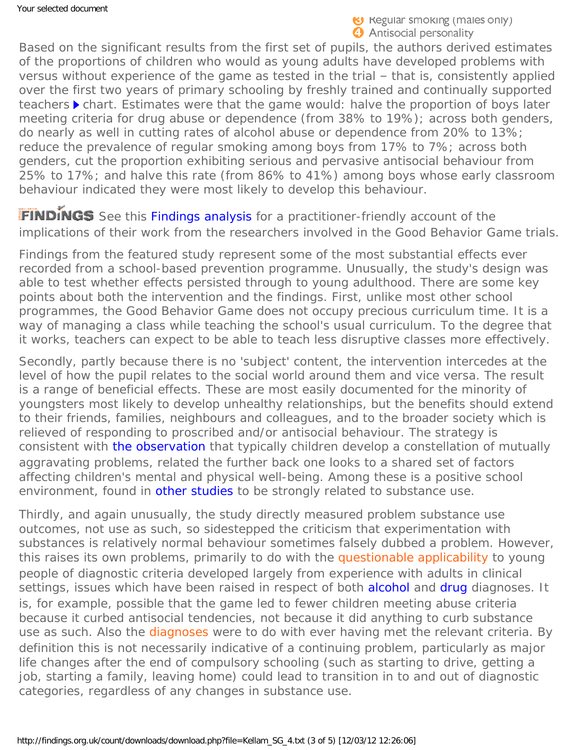3 Regular smoking (males only)
4 Antisocial personality

Based on the significant results from the first set of pupils, the authors derived estimates of the proportions of children who would as young adults have developed problems with versus without experience of the game as tested in the trial – that is, consistently applied over the first two years of primary schooling by freshly trained and continually supported teachers ▶ chart. Estimates were that the game would: halve the proportion of boys later meeting criteria for drug abuse or dependence (from 38% to 19%); across both genders, do nearly as well in cutting rates of alcohol abuse or dependence from 20% to 13%; reduce the prevalence of regular smoking among boys from 17% to 7%; across both genders, cut the proportion exhibiting serious and pervasive antisocial behaviour from 25% to 17%; and halve this rate (from 86% to 41%) among boys whose early classroom behaviour indicated they were most likely to develop this behaviour.

**FINDINGS** See this Findings analysis for a practitioner-friendly account of the implications of their work from the researchers involved in the Good Behavior Game trials.

Findings from the featured study represent some of the most substantial effects ever recorded from a school-based prevention programme. Unusually, the study's design was able to test whether effects persisted through to young adulthood. There are some key points about both the intervention and the findings. First, unlike most other school programmes, the Good Behavior Game does not occupy precious curriculum time. It is a way of managing a class while teaching the school's usual curriculum. To the degree that it works, teachers can expect to be able to teach less disruptive classes more effectively.

Secondly, partly because there is no 'subject' content, the intervention intercedes at the level of how the pupil relates to the social world around them and vice versa. The result is a range of beneficial effects. These are most easily documented for the minority of youngsters most likely to develop unhealthy relationships, but the benefits should extend to their friends, families, neighbours and colleagues, and to the broader society which is relieved of responding to proscribed and/or antisocial behaviour. The strategy is consistent with the observation that typically children develop a constellation of mutually aggravating problems, related the further back one looks to a shared set of factors affecting children's mental and physical well-being. Among these is a positive school environment, found in other studies to be strongly related to substance use.

Thirdly, and again unusually, the study directly measured problem substance use outcomes, not use as such, so sidestepped the criticism that experimentation with substances is relatively normal behaviour sometimes falsely dubbed a problem. However, this raises its own problems, primarily to do with the questionable applicability to young people of diagnostic criteria developed largely from experience with adults in clinical settings, issues which have been raised in respect of both alcohol and drug diagnoses. It is, for example, possible that the game led to fewer children meeting abuse criteria because it curbed antisocial tendencies, not because it did anything to curb substance use as such. Also the diagnoses were to do with ever having met the relevant criteria. By definition this is not necessarily indicative of a continuing problem, particularly as major life changes after the end of compulsory schooling (such as starting to drive, getting a job, starting a family, leaving home) could lead to transition in to and out of diagnostic categories, regardless of any changes in substance use.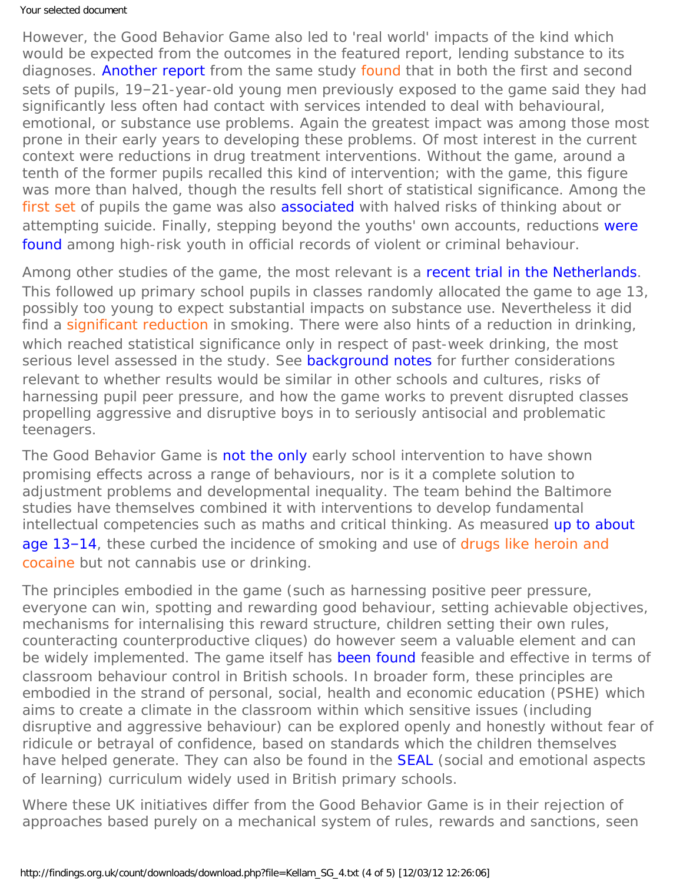However, the Good Behavior Game also led to 'real world' impacts of the kind which would be expected from the outcomes in the featured report, lending substance to its diagnoses. Another report from the same study found that in both the first and second sets of pupils, 19–21-year-old young men previously exposed to the game said they had significantly less often had contact with services intended to deal with behavioural, emotional, or substance use problems. Again the greatest impact was among those most prone in their early years to developing these problems. Of most interest in the current context were reductions in drug treatment interventions. Without the game, around a tenth of the former pupils recalled this kind of intervention; with the game, this figure was more than halved, though the results fell short of statistical significance. Among the first set of pupils the game was also associated with halved risks of thinking about or attempting suicide. Finally, stepping beyond the youths' own accounts, reductions were found among high-risk youth in official records of violent or criminal behaviour.

Among other studies of the game, the most relevant is a recent trial in the Netherlands. This followed up primary school pupils in classes randomly allocated the game to age 13, possibly too young to expect substantial impacts on substance use. Nevertheless it did find a significant reduction in smoking. There were also hints of a reduction in drinking, which reached statistical significance only in respect of past-week drinking, the most serious level assessed in the study. See background notes for further considerations relevant to whether results would be similar in other schools and cultures, risks of harnessing pupil peer pressure, and how the game works to prevent disrupted classes propelling aggressive and disruptive boys in to seriously antisocial and problematic teenagers.

The Good Behavior Game is not the only early school intervention to have shown promising effects across a range of behaviours, nor is it a complete solution to adjustment problems and developmental inequality. The team behind the Baltimore studies have themselves combined it with interventions to develop fundamental intellectual competencies such as maths and critical thinking. As measured up to about age 13–14, these curbed the incidence of smoking and use of drugs like heroin and cocaine but not cannabis use or drinking.

The principles embodied in the game (such as harnessing positive peer pressure, everyone can win, spotting and rewarding good behaviour, setting achievable objectives, mechanisms for internalising this reward structure, children setting their own rules, counteracting counterproductive cliques) do however seem a valuable element and can be widely implemented. The game itself has been found feasible and effective in terms of classroom behaviour control in British schools. In broader form, these principles are embodied in the strand of personal, social, health and economic education (PSHE) which aims to create a climate in the classroom within which sensitive issues (including disruptive and aggressive behaviour) can be explored openly and honestly without fear of ridicule or betrayal of confidence, based on standards which the children themselves have helped generate. They can also be found in the SEAL (social and emotional aspects of learning) curriculum widely used in British primary schools.

Where these UK initiatives differ from the Good Behavior Game is in their rejection of approaches based purely on a mechanical system of rules, rewards and sanctions, seen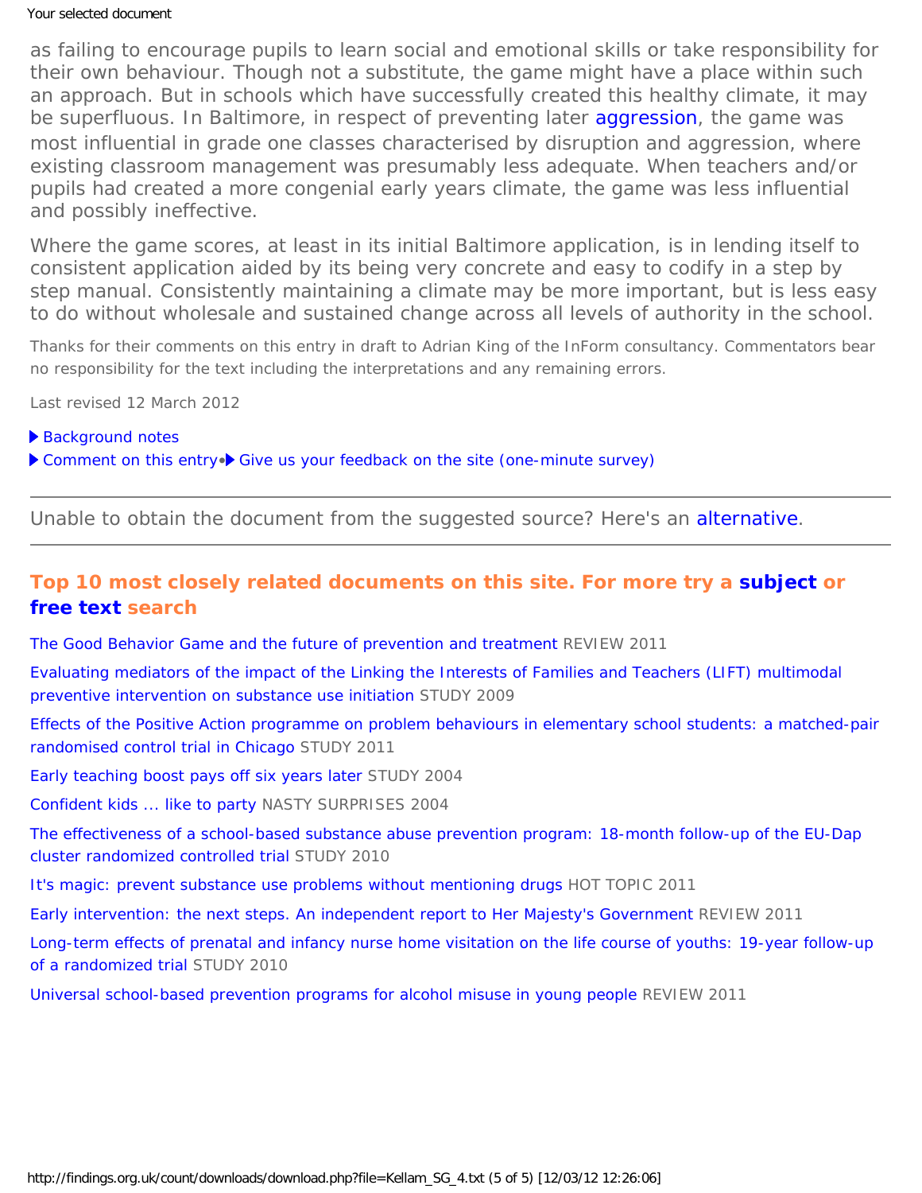as failing to encourage pupils to learn social and emotional skills or take responsibility for their own behaviour. Though not a substitute, the game might have a place within such an approach. But in schools which have successfully created this healthy climate, it may be superfluous. In Baltimore, in respect of preventing later aggression, the game was most influential in grade one classes characterised by disruption and aggression, where existing classroom management was presumably less adequate. When teachers and/or pupils had created a more congenial early years climate, the game was less influential and possibly ineffective.

Where the game scores, at least in its initial Baltimore application, is in lending itself to consistent application aided by its being very concrete and easy to codify in a step by step manual. Consistently maintaining a climate may be more important, but is less easy to do without wholesale and sustained change across all levels of authority in the school.

Thanks for their comments on this entry in draft to Adrian King of the InForm consultancy. Commentators bear no responsibility for the text including the interpretations and any remaining errors.

Last revised 12 March 2012

- Background notes
- Comment on this entry • Give us your feedback on the site (one-minute survey)

---

Unable to obtain the document from the suggested source? Here's an alternative.

---

## Top 10 most closely related documents on this site. For more try a subject or free text search

The Good Behavior Game and the future of prevention and treatment REVIEW 2011

Evaluating mediators of the impact of the Linking the Interests of Families and Teachers (LIFT) multimodal preventive intervention on substance use initiation STUDY 2009

Effects of the Positive Action programme on problem behaviours in elementary school students: a matched-pair randomised control trial in Chicago STUDY 2011

Early teaching boost pays off six years later STUDY 2004

Confident kids ... like to party NASTY SURPRISES 2004

The effectiveness of a school-based substance abuse prevention program: 18-month follow-up of the EU-Dap cluster randomized controlled trial STUDY 2010

It's magic: prevent substance use problems without mentioning drugs HOT TOPIC 2011

Early intervention: the next steps. An independent report to Her Majesty's Government REVIEW 2011

Long-term effects of prenatal and infancy nurse home visitation on the life course of youths: 19-year follow-up of a randomized trial STUDY 2010

Universal school-based prevention programs for alcohol misuse in young people REVIEW 2011